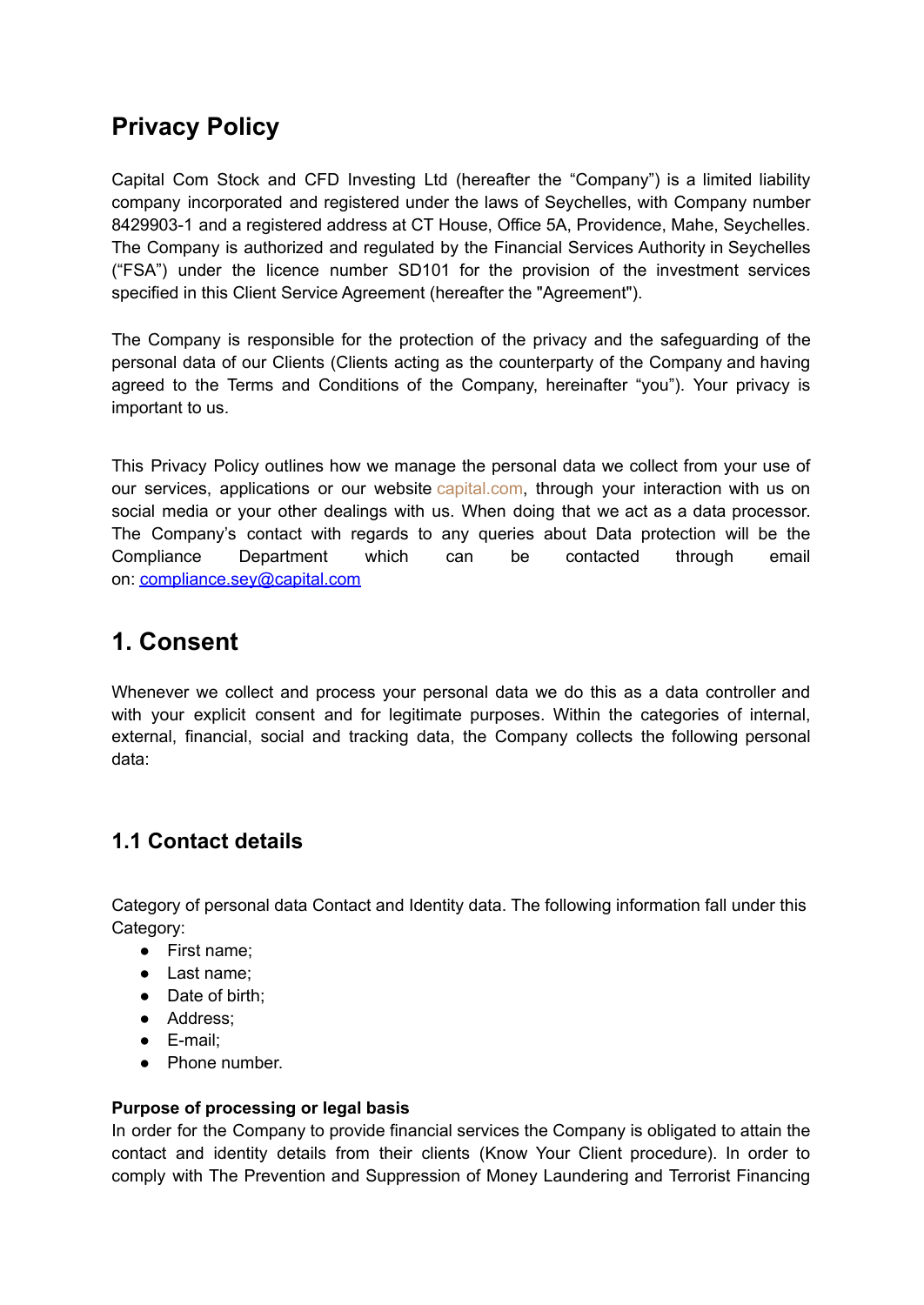# Privacy Policy

Capital Com Stock and CFD Investing Ltd (hereafter the "Company") is a limited liability company incorporated and registered under the laws of Seychelles, with Company number 8429903-1 and a registered address at CT House, Office 5A, Providence, Mahe, Seychelles. The Company is authorized and regulated by the Financial Services Authority in Seychelles ("FSA") under the licence number SD101 for the provision of the investment services specified in this Client Service Agreement (hereafter the "Agreement").

The Company is responsible for the protection of the privacy and the safeguarding of the personal data of our Clients (Clients acting as the counterparty of the Company and having agreed to the Terms and Conditions of the Company, hereinafter "you"). Your privacy is important to us.

This Privacy Policy outlines how we manage the personal data we collect from your use of our services, applications or our website capital.com, through your interaction with us on social media or your other dealings with us. When doing that we act as a data processor. The Company's contact with regards to any queries about Data protection will be the Compliance Department which can be contacted through email on: compliance.sey@capital.com

# 1. Consent

Whenever we collect and process your personal data we do this as a data controller and with your explicit consent and for legitimate purposes. Within the categories of internal, external, financial, social and tracking data, the Company collects the following personal data:

## 1.1 Contact details

Category of personal data Contact and Identity data. The following information fall under this Category:

- First name;
- Last name;
- Date of birth;
- Address;
- E-mail;
- Phone number.

**Purpose of processing or legal basis**

In order for the Company to provide financial services the Company is obligated to attain the contact and identity details from their clients (Know Your Client procedure). In order to comply with The Prevention and Suppression of Money Laundering and Terrorist Financing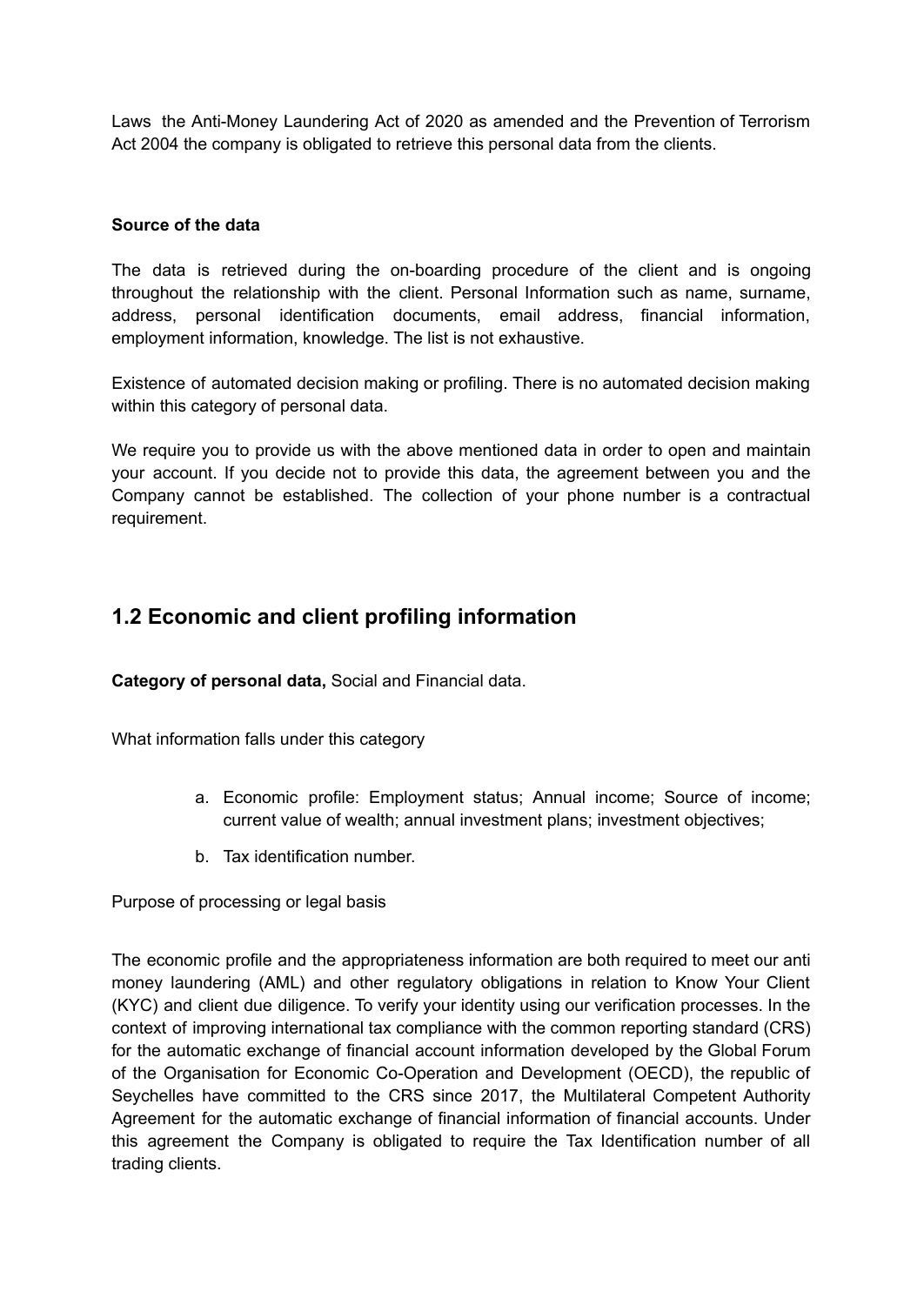Laws the Anti-Money Laundering Act of 2020 as amended and the Prevention of Terrorism Act 2004 the company is obligated to retrieve this personal data from the clients.

**Source of the data**

The data is retrieved during the on-boarding procedure of the client and is ongoing throughout the relationship with the client. Personal Information such as name, surname, address, personal identification documents, email address, financial information, employment information, knowledge. The list is not exhaustive.

Existence of automated decision making or profiling. There is no automated decision making within this category of personal data.

We require you to provide us with the above mentioned data in order to open and maintain your account. If you decide not to provide this data, the agreement between you and the Company cannot be established. The collection of your phone number is a contractual requirement.

## 1.2 Economic and client profiling information

**Category of personal data,** Social and Financial data.

What information falls under this category

a. Economic profile: Employment status; Annual income; Source of income; current value of wealth; annual investment plans; investment objectives;

b. Tax identification number.

Purpose of processing or legal basis

The economic profile and the appropriateness information are both required to meet our anti money laundering (AML) and other regulatory obligations in relation to Know Your Client (KYC) and client due diligence. To verify your identity using our verification processes. In the context of improving international tax compliance with the common reporting standard (CRS) for the automatic exchange of financial account information developed by the Global Forum of the Organisation for Economic Co-Operation and Development (OECD), the republic of Seychelles have committed to the CRS since 2017, the Multilateral Competent Authority Agreement for the automatic exchange of financial information of financial accounts. Under this agreement the Company is obligated to require the Tax Identification number of all trading clients.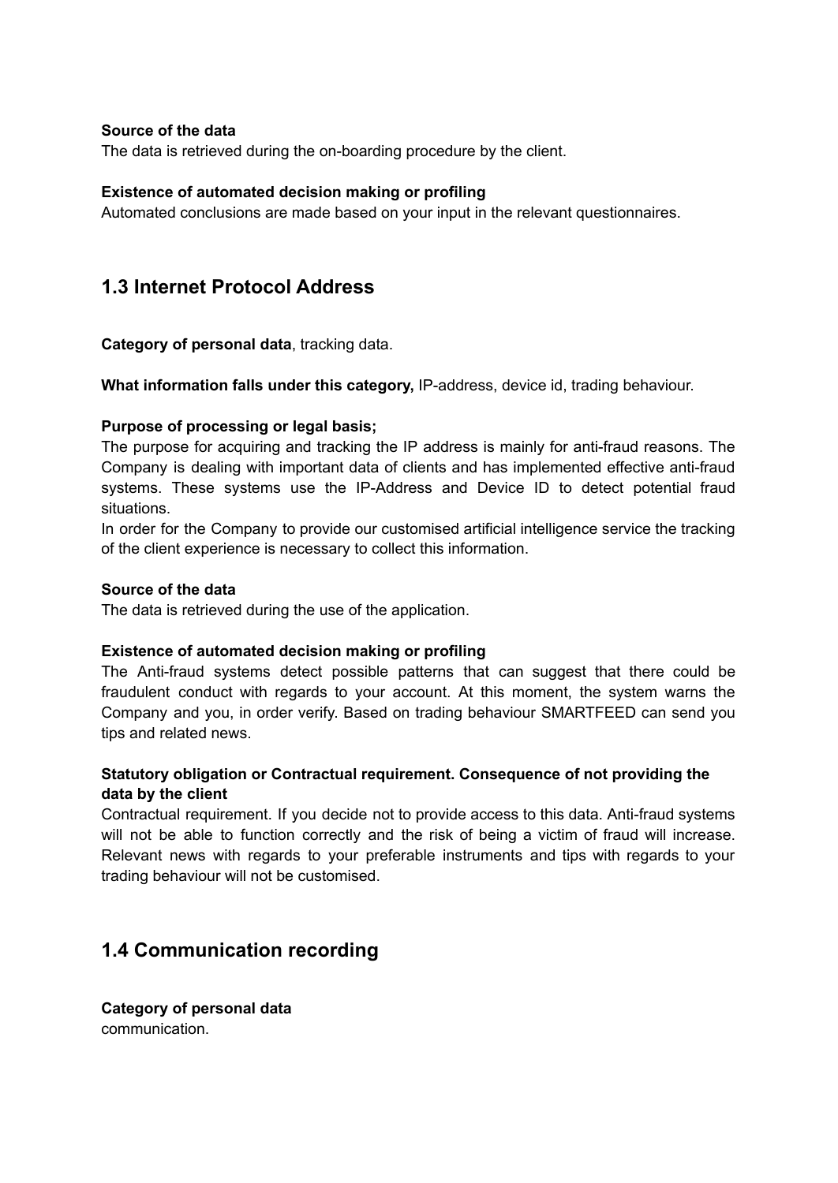**Source of the data**
The data is retrieved during the on-boarding procedure by the client.

**Existence of automated decision making or profiling**
Automated conclusions are made based on your input in the relevant questionnaires.

## 1.3 Internet Protocol Address

**Category of personal data**, tracking data.

**What information falls under this category,** IP-address, device id, trading behaviour.

**Purpose of processing or legal basis;**
The purpose for acquiring and tracking the IP address is mainly for anti-fraud reasons. The Company is dealing with important data of clients and has implemented effective anti-fraud systems. These systems use the IP-Address and Device ID to detect potential fraud situations.
In order for the Company to provide our customised artificial intelligence service the tracking of the client experience is necessary to collect this information.

**Source of the data**
The data is retrieved during the use of the application.

**Existence of automated decision making or profiling**
The Anti-fraud systems detect possible patterns that can suggest that there could be fraudulent conduct with regards to your account. At this moment, the system warns the Company and you, in order verify. Based on trading behaviour SMARTFEED can send you tips and related news.

**Statutory obligation or Contractual requirement. Consequence of not providing the data by the client**
Contractual requirement. If you decide not to provide access to this data. Anti-fraud systems will not be able to function correctly and the risk of being a victim of fraud will increase. Relevant news with regards to your preferable instruments and tips with regards to your trading behaviour will not be customised.

## 1.4 Communication recording

**Category of personal data**
communication.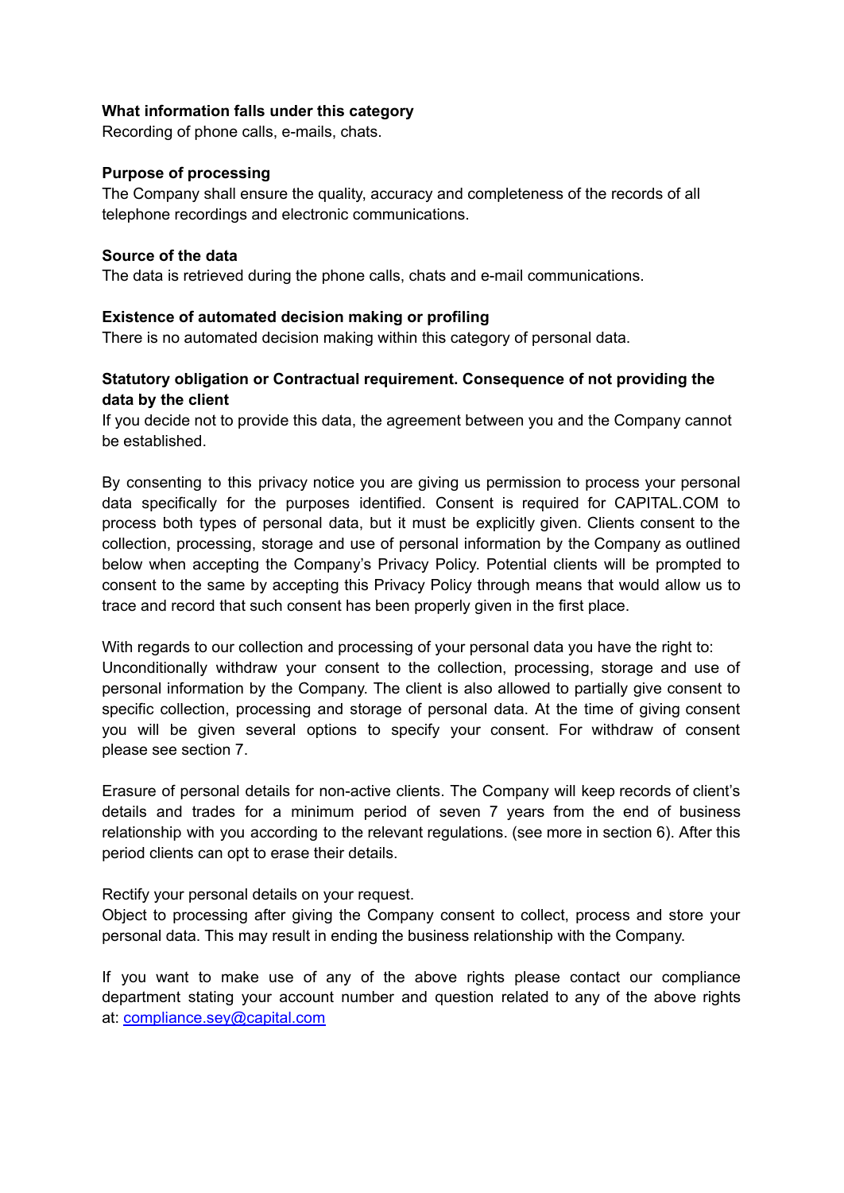**What information falls under this category**

Recording of phone calls, e-mails, chats.

**Purpose of processing**

The Company shall ensure the quality, accuracy and completeness of the records of all telephone recordings and electronic communications.

**Source of the data**

The data is retrieved during the phone calls, chats and e-mail communications.

**Existence of automated decision making or profiling**

There is no automated decision making within this category of personal data.

**Statutory obligation or Contractual requirement. Consequence of not providing the data by the client**

If you decide not to provide this data, the agreement between you and the Company cannot be established.

By consenting to this privacy notice you are giving us permission to process your personal data specifically for the purposes identified. Consent is required for CAPITAL.COM to process both types of personal data, but it must be explicitly given. Clients consent to the collection, processing, storage and use of personal information by the Company as outlined below when accepting the Company's Privacy Policy. Potential clients will be prompted to consent to the same by accepting this Privacy Policy through means that would allow us to trace and record that such consent has been properly given in the first place.

With regards to our collection and processing of your personal data you have the right to:

Unconditionally withdraw your consent to the collection, processing, storage and use of personal information by the Company. The client is also allowed to partially give consent to specific collection, processing and storage of personal data. At the time of giving consent you will be given several options to specify your consent. For withdraw of consent please see section 7.

Erasure of personal details for non-active clients. The Company will keep records of client's details and trades for a minimum period of seven 7 years from the end of business relationship with you according to the relevant regulations. (see more in section 6). After this period clients can opt to erase their details.

Rectify your personal details on your request.

Object to processing after giving the Company consent to collect, process and store your personal data. This may result in ending the business relationship with the Company.

If you want to make use of any of the above rights please contact our compliance department stating your account number and question related to any of the above rights at: compliance.sey@capital.com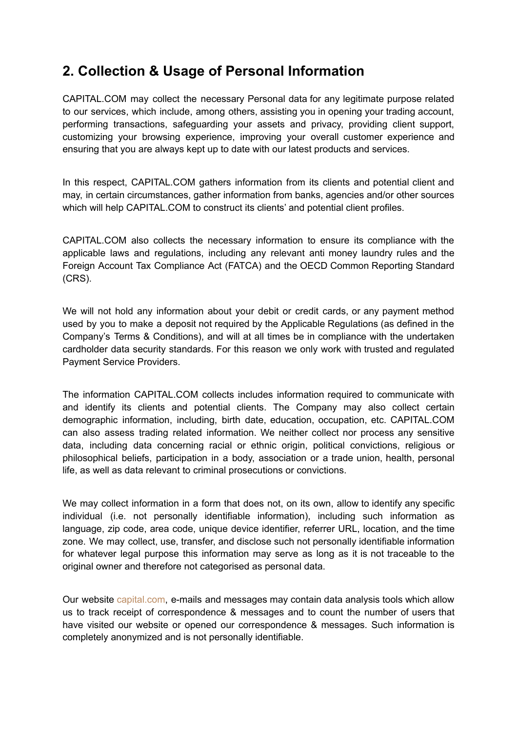## 2. Collection & Usage of Personal Information

CAPITAL.COM may collect the necessary Personal data for any legitimate purpose related to our services, which include, among others, assisting you in opening your trading account, performing transactions, safeguarding your assets and privacy, providing client support, customizing your browsing experience, improving your overall customer experience and ensuring that you are always kept up to date with our latest products and services.

In this respect, CAPITAL.COM gathers information from its clients and potential client and may, in certain circumstances, gather information from banks, agencies and/or other sources which will help CAPITAL.COM to construct its clients' and potential client profiles.

CAPITAL.COM also collects the necessary information to ensure its compliance with the applicable laws and regulations, including any relevant anti money laundry rules and the Foreign Account Tax Compliance Act (FATCA) and the OECD Common Reporting Standard (CRS).

We will not hold any information about your debit or credit cards, or any payment method used by you to make a deposit not required by the Applicable Regulations (as defined in the Company's Terms & Conditions), and will at all times be in compliance with the undertaken cardholder data security standards. For this reason we only work with trusted and regulated Payment Service Providers.

The information CAPITAL.COM collects includes information required to communicate with and identify its clients and potential clients. The Company may also collect certain demographic information, including, birth date, education, occupation, etc. CAPITAL.COM can also assess trading related information. We neither collect nor process any sensitive data, including data concerning racial or ethnic origin, political convictions, religious or philosophical beliefs, participation in a body, association or a trade union, health, personal life, as well as data relevant to criminal prosecutions or convictions.

We may collect information in a form that does not, on its own, allow to identify any specific individual (i.e. not personally identifiable information), including such information as language, zip code, area code, unique device identifier, referrer URL, location, and the time zone. We may collect, use, transfer, and disclose such not personally identifiable information for whatever legal purpose this information may serve as long as it is not traceable to the original owner and therefore not categorised as personal data.

Our website capital.com, e-mails and messages may contain data analysis tools which allow us to track receipt of correspondence & messages and to count the number of users that have visited our website or opened our correspondence & messages. Such information is completely anonymized and is not personally identifiable.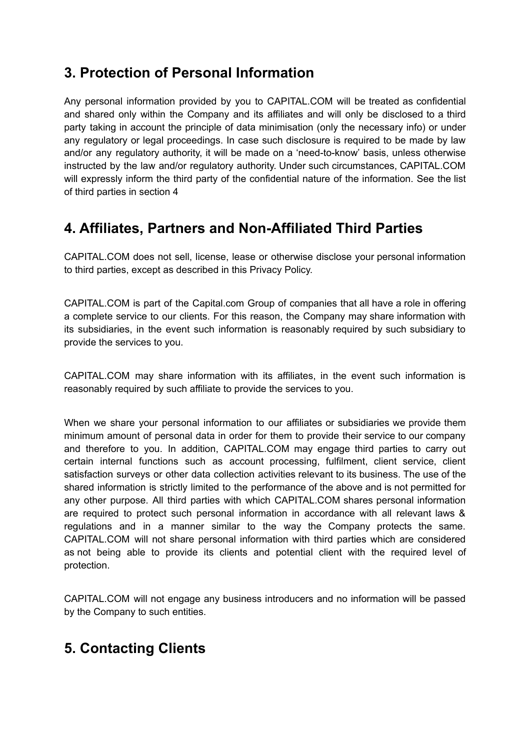## 3. Protection of Personal Information

Any personal information provided by you to CAPITAL.COM will be treated as confidential and shared only within the Company and its affiliates and will only be disclosed to a third party taking in account the principle of data minimisation (only the necessary info) or under any regulatory or legal proceedings. In case such disclosure is required to be made by law and/or any regulatory authority, it will be made on a 'need-to-know' basis, unless otherwise instructed by the law and/or regulatory authority. Under such circumstances, CAPITAL.COM will expressly inform the third party of the confidential nature of the information. See the list of third parties in section 4

## 4. Affiliates, Partners and Non-Affiliated Third Parties

CAPITAL.COM does not sell, license, lease or otherwise disclose your personal information to third parties, except as described in this Privacy Policy.

CAPITAL.COM is part of the Capital.com Group of companies that all have a role in offering a complete service to our clients. For this reason, the Company may share information with its subsidiaries, in the event such information is reasonably required by such subsidiary to provide the services to you.

CAPITAL.COM may share information with its affiliates, in the event such information is reasonably required by such affiliate to provide the services to you.

When we share your personal information to our affiliates or subsidiaries we provide them minimum amount of personal data in order for them to provide their service to our company and therefore to you. In addition, CAPITAL.COM may engage third parties to carry out certain internal functions such as account processing, fulfilment, client service, client satisfaction surveys or other data collection activities relevant to its business. The use of the shared information is strictly limited to the performance of the above and is not permitted for any other purpose. All third parties with which CAPITAL.COM shares personal information are required to protect such personal information in accordance with all relevant laws & regulations and in a manner similar to the way the Company protects the same. CAPITAL.COM will not share personal information with third parties which are considered as not being able to provide its clients and potential client with the required level of protection.

CAPITAL.COM will not engage any business introducers and no information will be passed by the Company to such entities.

## 5. Contacting Clients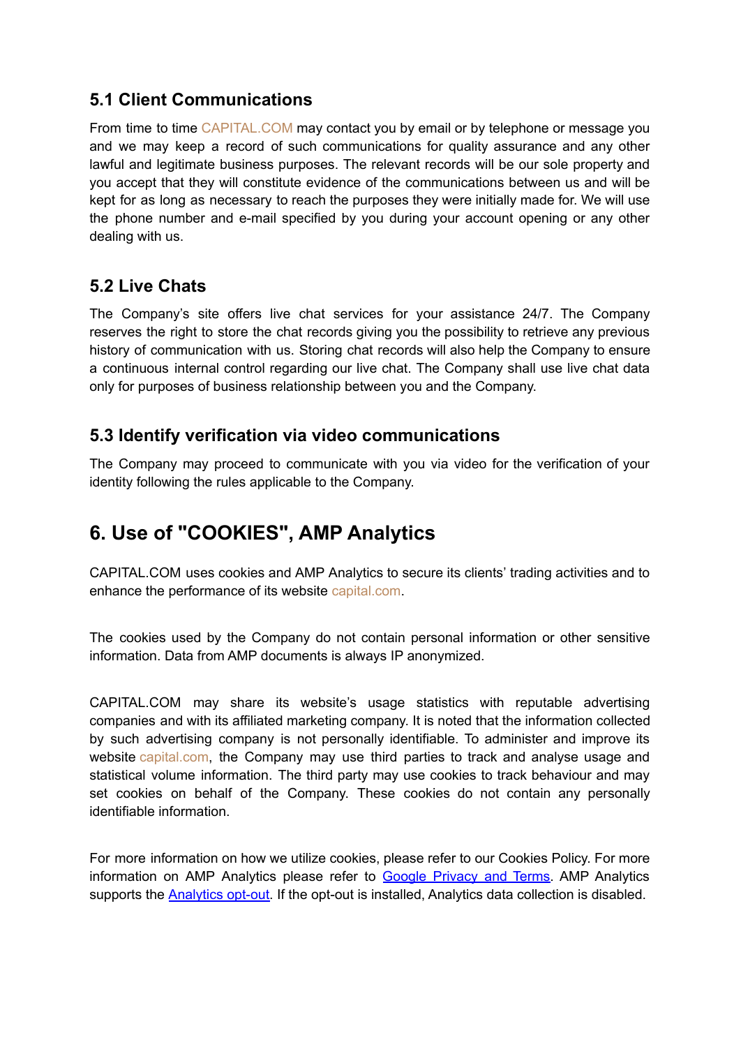### 5.1 Client Communications

From time to time CAPITAL.COM may contact you by email or by telephone or message you and we may keep a record of such communications for quality assurance and any other lawful and legitimate business purposes. The relevant records will be our sole property and you accept that they will constitute evidence of the communications between us and will be kept for as long as necessary to reach the purposes they were initially made for. We will use the phone number and e-mail specified by you during your account opening or any other dealing with us.

### 5.2 Live Chats

The Company's site offers live chat services for your assistance 24/7. The Company reserves the right to store the chat records giving you the possibility to retrieve any previous history of communication with us. Storing chat records will also help the Company to ensure a continuous internal control regarding our live chat. The Company shall use live chat data only for purposes of business relationship between you and the Company.

### 5.3 Identify verification via video communications

The Company may proceed to communicate with you via video for the verification of your identity following the rules applicable to the Company.

## 6. Use of "COOKIES", AMP Analytics

CAPITAL.COM uses cookies and AMP Analytics to secure its clients' trading activities and to enhance the performance of its website capital.com.

The cookies used by the Company do not contain personal information or other sensitive information. Data from AMP documents is always IP anonymized.

CAPITAL.COM may share its website's usage statistics with reputable advertising companies and with its affiliated marketing company. It is noted that the information collected by such advertising company is not personally identifiable. To administer and improve its website capital.com, the Company may use third parties to track and analyse usage and statistical volume information. The third party may use cookies to track behaviour and may set cookies on behalf of the Company. These cookies do not contain any personally identifiable information.

For more information on how we utilize cookies, please refer to our Cookies Policy. For more information on AMP Analytics please refer to Google Privacy and Terms. AMP Analytics supports the Analytics opt-out. If the opt-out is installed, Analytics data collection is disabled.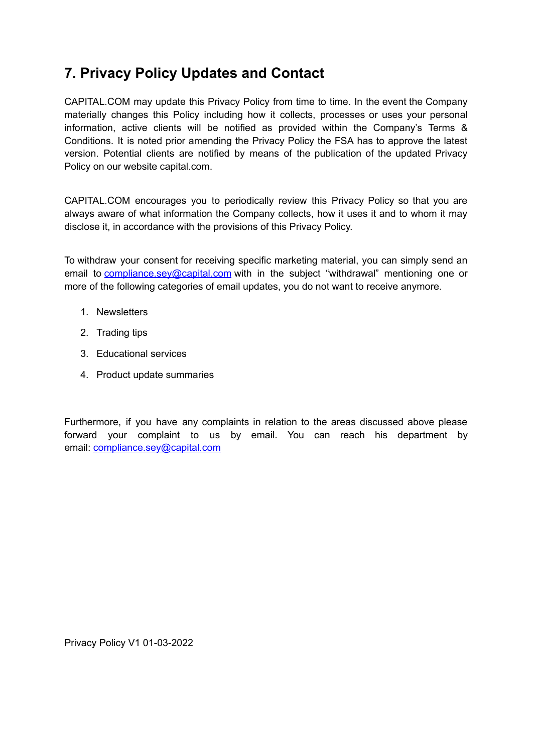## 7. Privacy Policy Updates and Contact

CAPITAL.COM may update this Privacy Policy from time to time. In the event the Company materially changes this Policy including how it collects, processes or uses your personal information, active clients will be notified as provided within the Company's Terms & Conditions. It is noted prior amending the Privacy Policy the FSA has to approve the latest version. Potential clients are notified by means of the publication of the updated Privacy Policy on our website capital.com.

CAPITAL.COM encourages you to periodically review this Privacy Policy so that you are always aware of what information the Company collects, how it uses it and to whom it may disclose it, in accordance with the provisions of this Privacy Policy.

To withdraw your consent for receiving specific marketing material, you can simply send an email to compliance.sey@capital.com with in the subject "withdrawal" mentioning one or more of the following categories of email updates, you do not want to receive anymore.

1. Newsletters
2. Trading tips
3. Educational services
4. Product update summaries

Furthermore, if you have any complaints in relation to the areas discussed above please forward your complaint to us by email. You can reach his department by email: compliance.sey@capital.com

Privacy Policy V1 01-03-2022